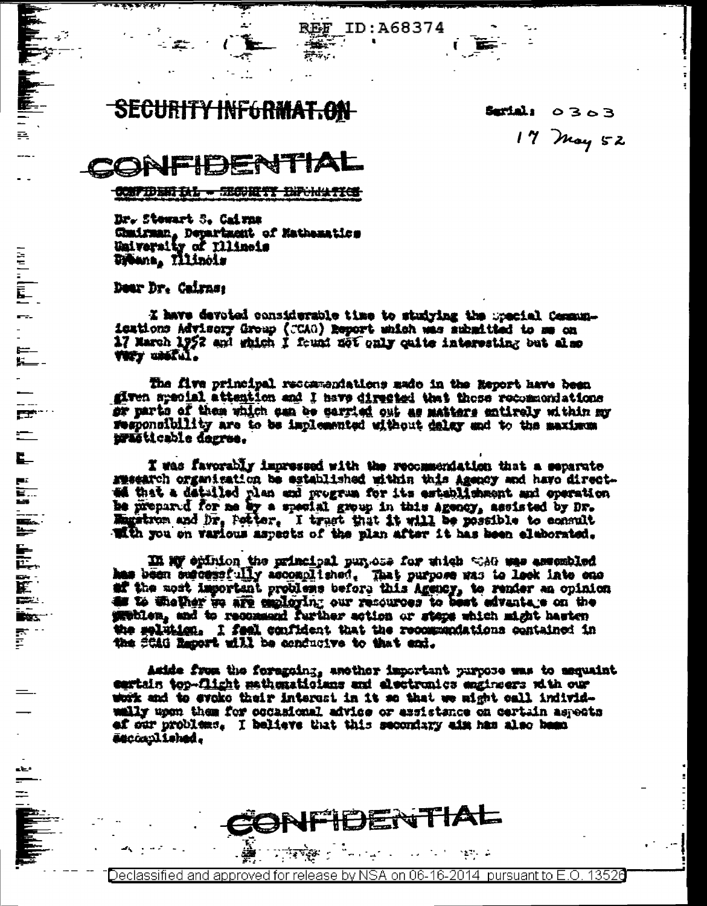SECURITY INFORMATION

Serial: 0303

17 May 52

CONFIDENTIAL

CONFIDENTIAL - SECURITY INFORMATION

Dr. Stewart S. Cairns
Chairman, Department of Mathematics
University of Illinois
Urbana, Illinois

Dear Dr. Cairns:

I have devoted considerable time to studying the Special Communications Advisory Group (SCAG) Report which was submitted to me on 17 March 1952 and which I found not only quite interesting but also very useful.

The five principal recommendations made in the Report have been given special attention and I have directed that those recommendations or parts of them which can be carried out as matters entirely within my responsibility are to be implemented without delay and to the maximum practicable degree.

I was favorably impressed with the recommendation that a separate research organization be established within this Agency and have directed that a detailed plan and program for its establishment and operation be prepared for me by a special group in this Agency, assisted by Dr. Hagstrom and Dr. Potter. I trust that it will be possible to consult with you on various aspects of the plan after it has been elaborated.

In my opinion the principal purpose for which SCAG was assembled has been successfully accomplished. That purpose was to look into one of the most important problems before this Agency, to render an opinion as to whether we are employing our resources to best advantage on the problem, and to recommend further action or steps which might hasten the solution. I feel confident that the recommendations contained in the SCAG Report will be conducive to that end.

Aside from the foregoing, another important purpose was to acquaint certain top-flight mathematicians and electronics engineers with our work and to evoke their interest in it so that we might call individually upon them for occasional advice or assistance on certain aspects of our problems. I believe that this secondary aim has also been accomplished.

CONFIDENTIAL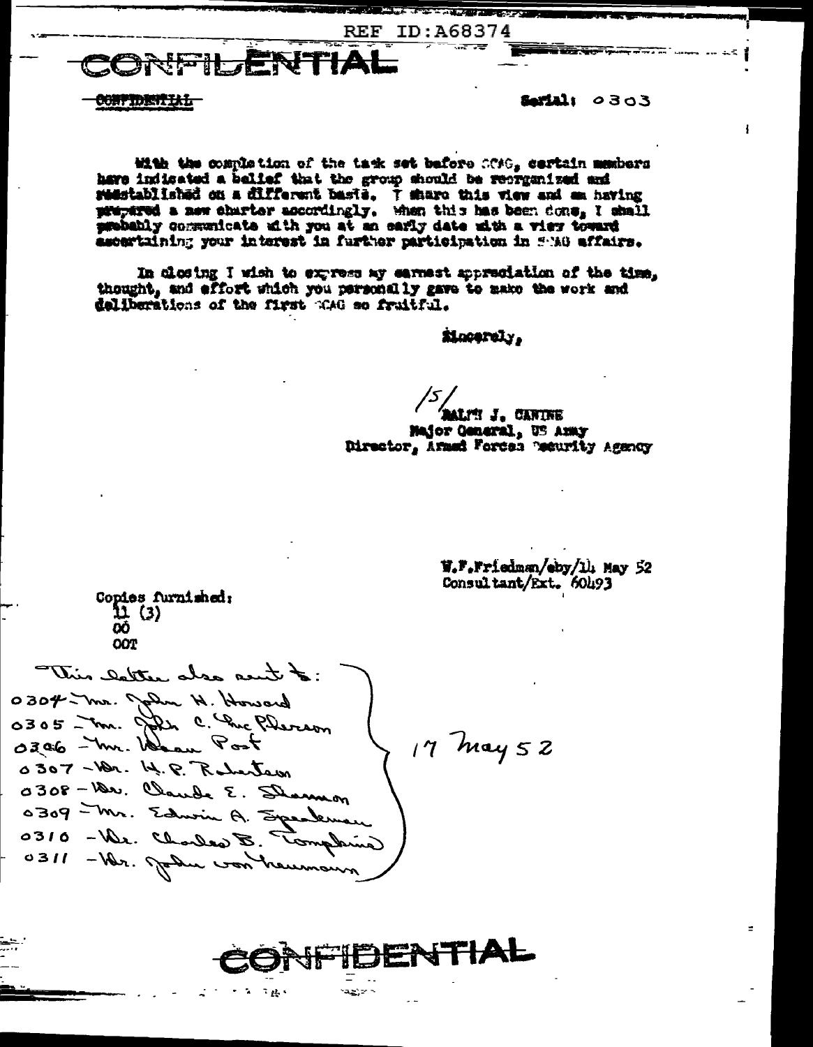REF ID:A68374

CONFIDENTIAL

CONFIDENTIAL

Serial: 0303

With the completion of the task set before SCAG, certain members have indicated a belief that the group should be reorganized and reestablished on a different basis. I share this view and am having prepared a new charter accordingly. When this has been done, I shall probably communicate with you at an early date with a view toward ascertaining your interest in further participation in SCAG affairs.

In closing I wish to express my earnest appreciation of the time, thought, and effort which you personally gave to make the work and deliberations of the first SCAG so fruitful.

Sincerely,

/S/
RALPH J. CANINE
Major General, US Army
Director, Armed Forces Security Agency

W.F.Friedman/eby/14 May 52
Consultant/Ext. 60493

Copies furnished:
11 (3)
06
00T

This letter also sent to:
0304 - Mr. John H. Howard
0305 - Mr. John C. McPherson
0306 - Mr. Dean Post
0307 - Dr. H.P. Robertson
0308 - Dr. Claude E. Shannon
0309 - Mr. Edwin A. Speakman
0310 - Dr. Charles B. Tompkins
0311 - Dr. John von Neumann

17 May 52

CONFIDENTIAL